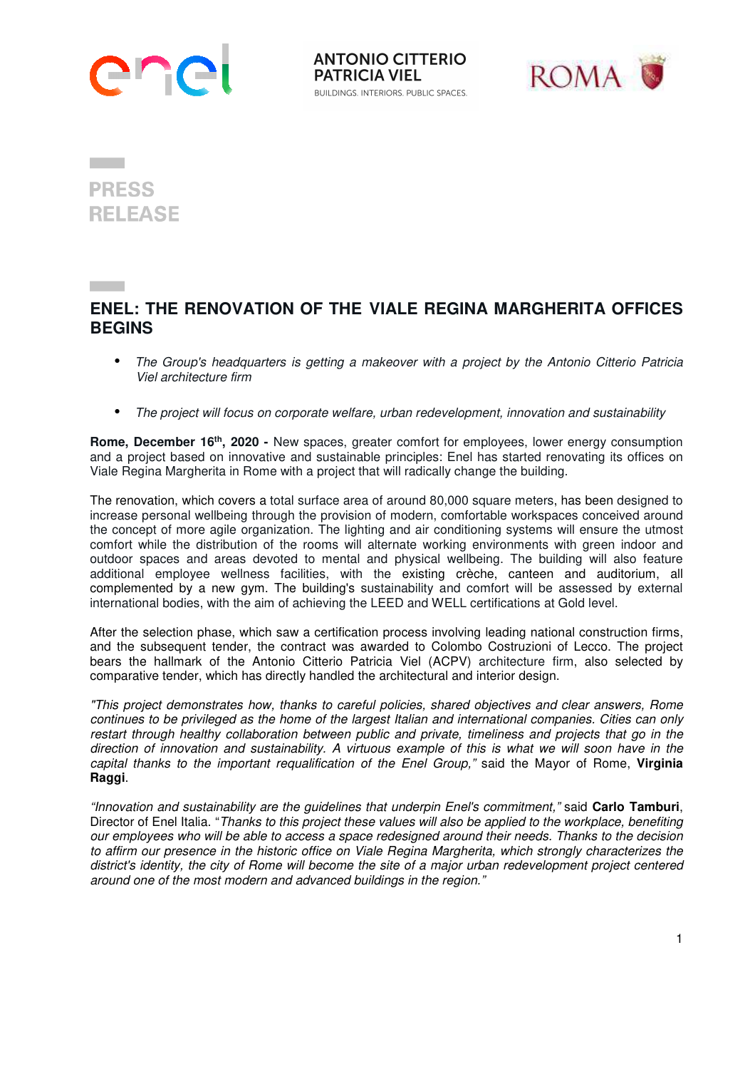ANTONIO CITTERIO
PATRICIA VIEL
BUILDINGS. INTERIORS. PUBLIC SPACES.

ROMA

PRESS
RELEASE

# ENEL: THE RENOVATION OF THE VIALE REGINA MARGHERITA OFFICES BEGINS

- *The Group's headquarters is getting a makeover with a project by the Antonio Citterio Patricia Viel architecture firm*
- *The project will focus on corporate welfare, urban redevelopment, innovation and sustainability*

**Rome, December 16th, 2020 -** New spaces, greater comfort for employees, lower energy consumption and a project based on innovative and sustainable principles: Enel has started renovating its offices on Viale Regina Margherita in Rome with a project that will radically change the building.

The renovation, which covers a total surface area of around 80,000 square meters, has been designed to increase personal wellbeing through the provision of modern, comfortable workspaces conceived around the concept of more agile organization. The lighting and air conditioning systems will ensure the utmost comfort while the distribution of the rooms will alternate working environments with green indoor and outdoor spaces and areas devoted to mental and physical wellbeing. The building will also feature additional employee wellness facilities, with the existing crèche, canteen and auditorium, all complemented by a new gym. The building's sustainability and comfort will be assessed by external international bodies, with the aim of achieving the LEED and WELL certifications at Gold level.

After the selection phase, which saw a certification process involving leading national construction firms, and the subsequent tender, the contract was awarded to Colombo Costruzioni of Lecco. The project bears the hallmark of the Antonio Citterio Patricia Viel (ACPV) architecture firm, also selected by comparative tender, which has directly handled the architectural and interior design.

*"This project demonstrates how, thanks to careful policies, shared objectives and clear answers, Rome continues to be privileged as the home of the largest Italian and international companies. Cities can only restart through healthy collaboration between public and private, timeliness and projects that go in the direction of innovation and sustainability. A virtuous example of this is what we will soon have in the capital thanks to the important requalification of the Enel Group,"* said the Mayor of Rome, **Virginia Raggi**.

*"Innovation and sustainability are the guidelines that underpin Enel's commitment,"* said **Carlo Tamburi**, Director of Enel Italia. "*Thanks to this project these values will also be applied to the workplace, benefiting our employees who will be able to access a space redesigned around their needs. Thanks to the decision to affirm our presence in the historic office on Viale Regina Margherita, which strongly characterizes the district's identity, the city of Rome will become the site of a major urban redevelopment project centered around one of the most modern and advanced buildings in the region."*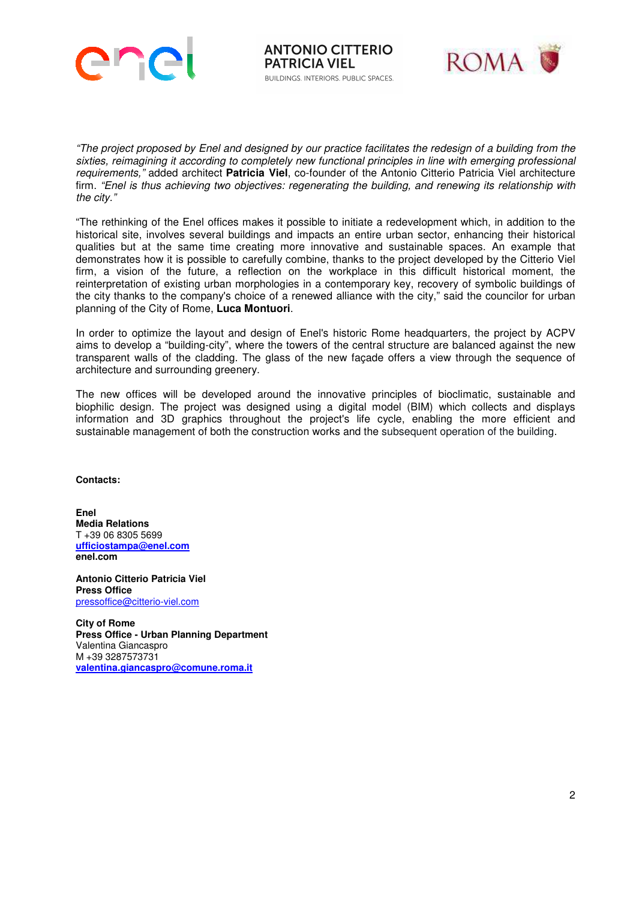*"The project proposed by Enel and designed by our practice facilitates the redesign of a building from the sixties, reimagining it according to completely new functional principles in line with emerging professional requirements,"* added architect **Patricia Viel**, co-founder of the Antonio Citterio Patricia Viel architecture firm. *"Enel is thus achieving two objectives: regenerating the building, and renewing its relationship with the city."*

"The rethinking of the Enel offices makes it possible to initiate a redevelopment which, in addition to the historical site, involves several buildings and impacts an entire urban sector, enhancing their historical qualities but at the same time creating more innovative and sustainable spaces. An example that demonstrates how it is possible to carefully combine, thanks to the project developed by the Citterio Viel firm, a vision of the future, a reflection on the workplace in this difficult historical moment, the reinterpretation of existing urban morphologies in a contemporary key, recovery of symbolic buildings of the city thanks to the company's choice of a renewed alliance with the city," said the councilor for urban planning of the City of Rome, **Luca Montuori**.

In order to optimize the layout and design of Enel's historic Rome headquarters, the project by ACPV aims to develop a "building-city", where the towers of the central structure are balanced against the new transparent walls of the cladding. The glass of the new façade offers a view through the sequence of architecture and surrounding greenery.

The new offices will be developed around the innovative principles of bioclimatic, sustainable and biophilic design. The project was designed using a digital model (BIM) which collects and displays information and 3D graphics throughout the project's life cycle, enabling the more efficient and sustainable management of both the construction works and the subsequent operation of the building.

**Contacts:**

**Enel**
**Media Relations**
T +39 06 8305 5699
**ufficiostampa@enel.com**
**enel.com**

**Antonio Citterio Patricia Viel**
**Press Office**
pressoffice@citterio-viel.com

**City of Rome**
**Press Office - Urban Planning Department**
Valentina Giancaspro
M +39 3287573731
**valentina.giancaspro@comune.roma.it**